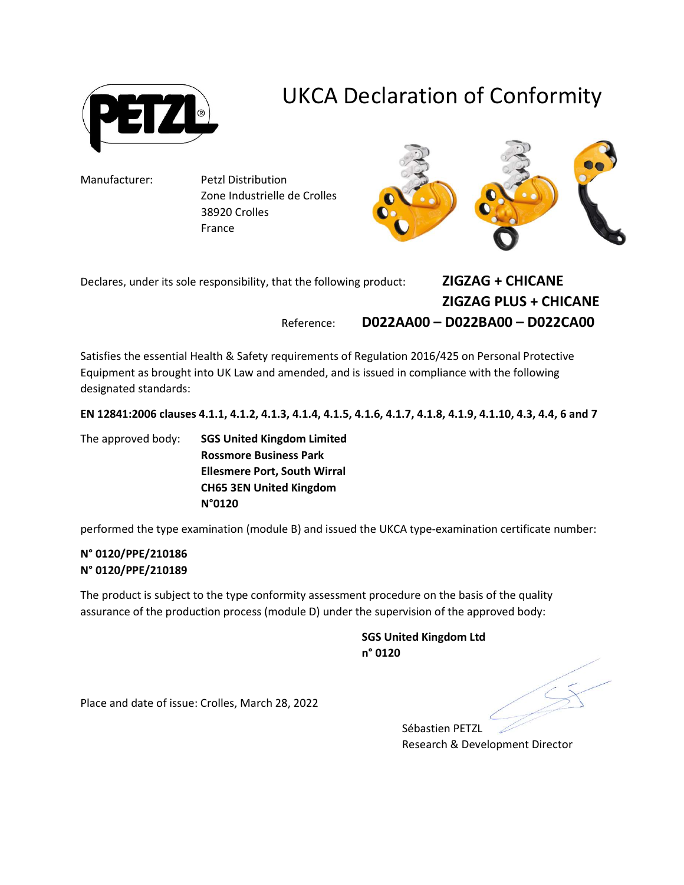# UKCA Declaration of Conformity

Manufacturer: Petzl Distribution
Zone Industrielle de Crolles
38920 Crolles
France

Declares, under its sole responsibility, that the following product: **ZIGZAG + CHICANE**
**ZIGZAG PLUS + CHICANE**

Reference: **D022AA00 – D022BA00 – D022CA00**

Satisfies the essential Health & Safety requirements of Regulation 2016/425 on Personal Protective Equipment as brought into UK Law and amended, and is issued in compliance with the following designated standards:

**EN 12841:2006 clauses 4.1.1, 4.1.2, 4.1.3, 4.1.4, 4.1.5, 4.1.6, 4.1.7, 4.1.8, 4.1.9, 4.1.10, 4.3, 4.4, 6 and 7**

The approved body: **SGS United Kingdom Limited**
**Rossmore Business Park**
**Ellesmere Port, South Wirral**
**CH65 3EN United Kingdom**
**N°0120**

performed the type examination (module B) and issued the UKCA type-examination certificate number:

**N° 0120/PPE/210186**
**N° 0120/PPE/210189**

The product is subject to the type conformity assessment procedure on the basis of the quality assurance of the production process (module D) under the supervision of the approved body:

**SGS United Kingdom Ltd**
**n° 0120**

Place and date of issue: Crolles, March 28, 2022

Sébastien PETZL
Research & Development Director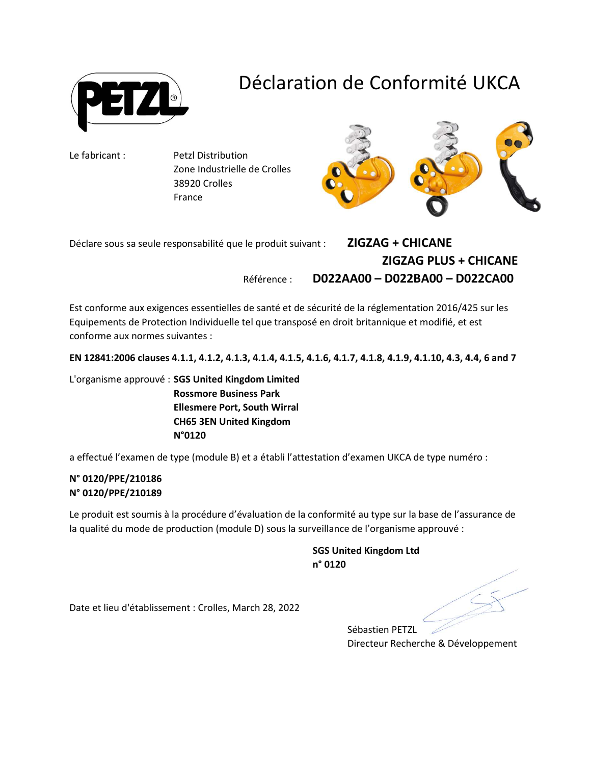# Déclaration de Conformité UKCA

Le fabricant : Petzl Distribution
Zone Industrielle de Crolles
38920 Crolles
France

Déclare sous sa seule responsabilité que le produit suivant : **ZIGZAG + CHICANE**
**ZIGZAG PLUS + CHICANE**

Référence : **D022AA00 – D022BA00 – D022CA00**

Est conforme aux exigences essentielles de santé et de sécurité de la réglementation 2016/425 sur les Equipements de Protection Individuelle tel que transposé en droit britannique et modifié, et est conforme aux normes suivantes :

**EN 12841:2006 clauses 4.1.1, 4.1.2, 4.1.3, 4.1.4, 4.1.5, 4.1.6, 4.1.7, 4.1.8, 4.1.9, 4.1.10, 4.3, 4.4, 6 and 7**

L'organisme approuvé : **SGS United Kingdom Limited**
**Rossmore Business Park**
**Ellesmere Port, South Wirral**
**CH65 3EN United Kingdom**
**N°0120**

a effectué l'examen de type (module B) et a établi l'attestation d'examen UKCA de type numéro :

**N° 0120/PPE/210186**
**N° 0120/PPE/210189**

Le produit est soumis à la procédure d'évaluation de la conformité au type sur la base de l'assurance de la qualité du mode de production (module D) sous la surveillance de l'organisme approuvé :

**SGS United Kingdom Ltd**
**n° 0120**

Date et lieu d'établissement : Crolles, March 28, 2022

Sébastien PETZL
Directeur Recherche & Développement